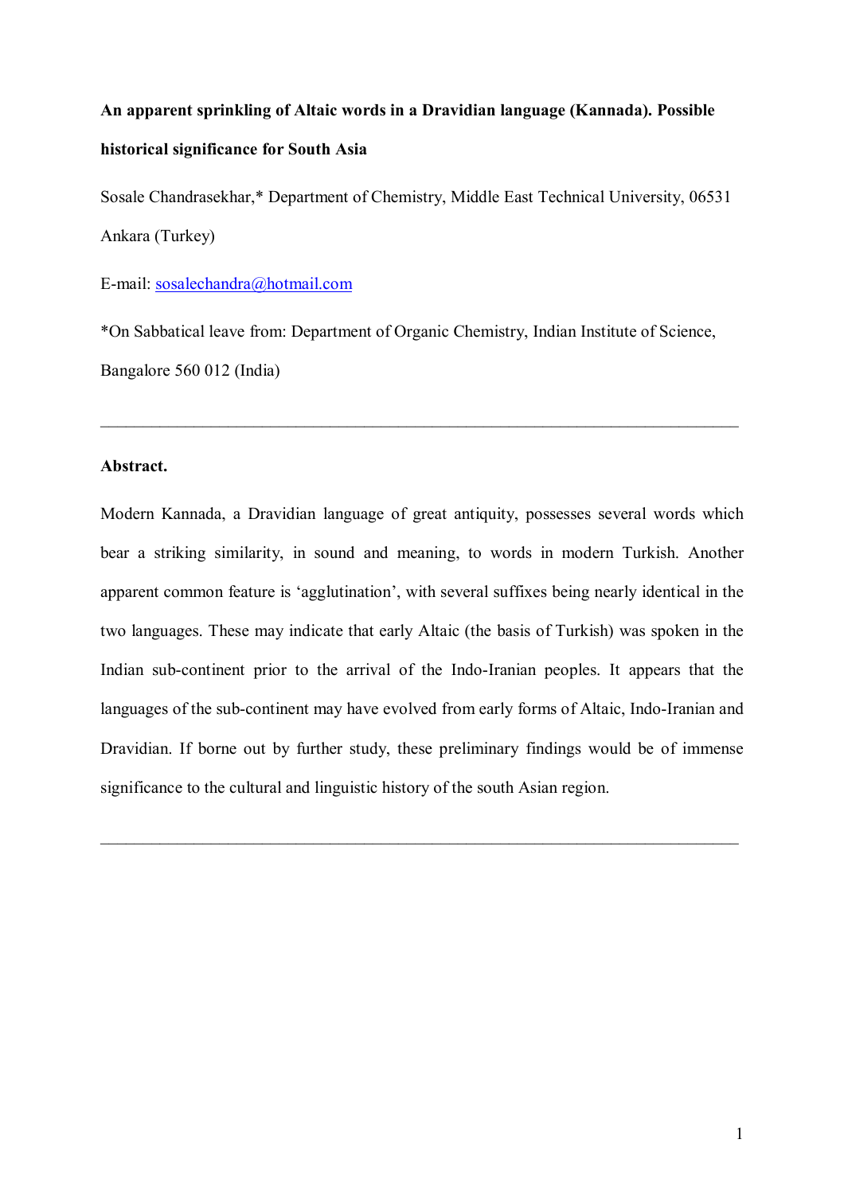**An apparent sprinkling of Altaic words in a Dravidian language (Kannada). Possible historical significance for South Asia**

Sosale Chandrasekhar,* Department of Chemistry, Middle East Technical University, 06531 Ankara (Turkey)

E-mail: sosalechandra@hotmail.com

*On Sabbatical leave from: Department of Organic Chemistry, Indian Institute of Science, Bangalore 560 012 (India)

---

**Abstract.**

Modern Kannada, a Dravidian language of great antiquity, possesses several words which bear a striking similarity, in sound and meaning, to words in modern Turkish. Another apparent common feature is 'agglutination', with several suffixes being nearly identical in the two languages. These may indicate that early Altaic (the basis of Turkish) was spoken in the Indian sub-continent prior to the arrival of the Indo-Iranian peoples. It appears that the languages of the sub-continent may have evolved from early forms of Altaic, Indo-Iranian and Dravidian. If borne out by further study, these preliminary findings would be of immense significance to the cultural and linguistic history of the south Asian region.

---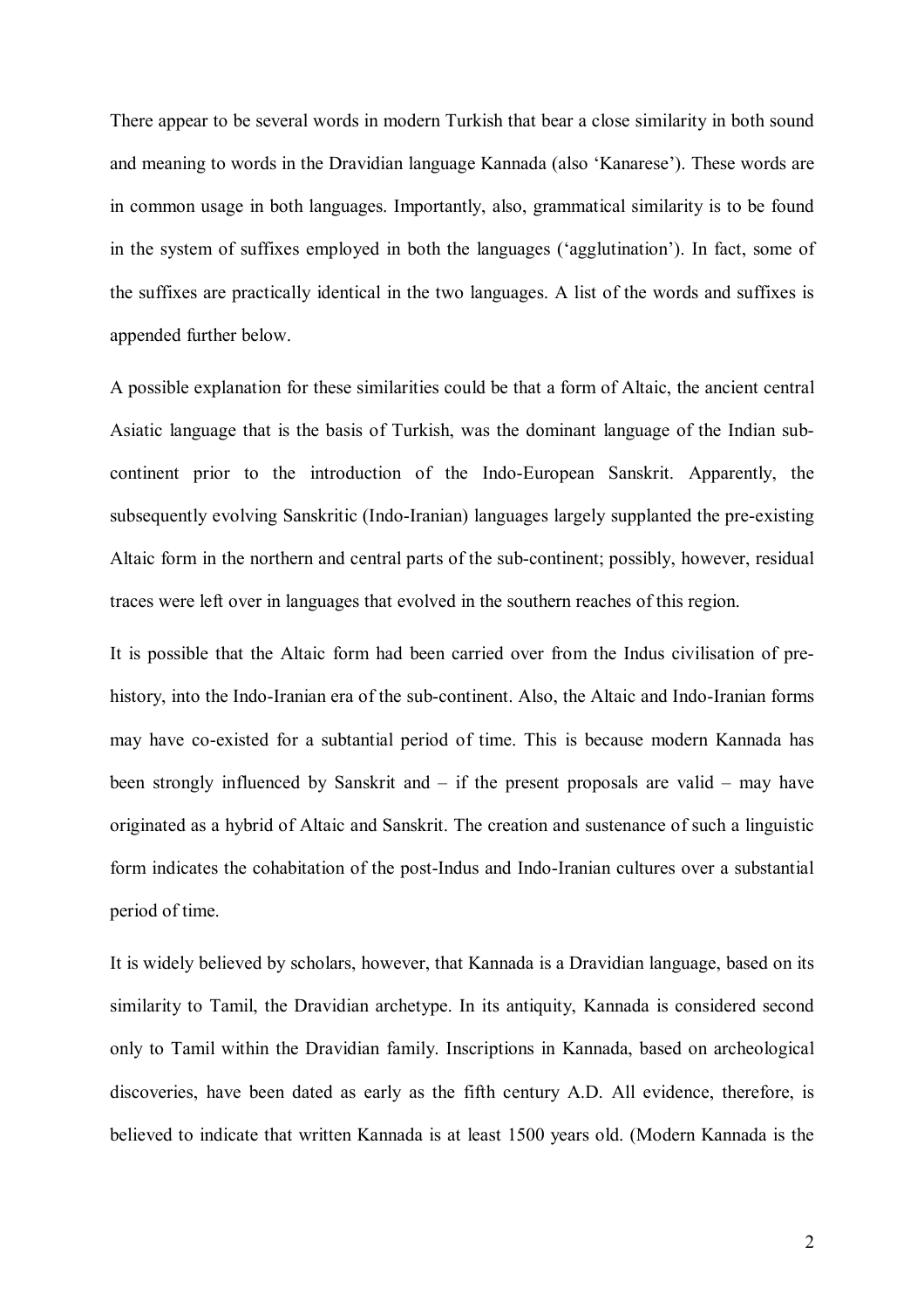There appear to be several words in modern Turkish that bear a close similarity in both sound and meaning to words in the Dravidian language Kannada (also 'Kanarese'). These words are in common usage in both languages. Importantly, also, grammatical similarity is to be found in the system of suffixes employed in both the languages ('agglutination'). In fact, some of the suffixes are practically identical in the two languages. A list of the words and suffixes is appended further below.

A possible explanation for these similarities could be that a form of Altaic, the ancient central Asiatic language that is the basis of Turkish, was the dominant language of the Indian sub-continent prior to the introduction of the Indo-European Sanskrit. Apparently, the subsequently evolving Sanskritic (Indo-Iranian) languages largely supplanted the pre-existing Altaic form in the northern and central parts of the sub-continent; possibly, however, residual traces were left over in languages that evolved in the southern reaches of this region.

It is possible that the Altaic form had been carried over from the Indus civilisation of pre-history, into the Indo-Iranian era of the sub-continent. Also, the Altaic and Indo-Iranian forms may have co-existed for a subtantial period of time. This is because modern Kannada has been strongly influenced by Sanskrit and – if the present proposals are valid – may have originated as a hybrid of Altaic and Sanskrit. The creation and sustenance of such a linguistic form indicates the cohabitation of the post-Indus and Indo-Iranian cultures over a substantial period of time.

It is widely believed by scholars, however, that Kannada is a Dravidian language, based on its similarity to Tamil, the Dravidian archetype. In its antiquity, Kannada is considered second only to Tamil within the Dravidian family. Inscriptions in Kannada, based on archeological discoveries, have been dated as early as the fifth century A.D. All evidence, therefore, is believed to indicate that written Kannada is at least 1500 years old. (Modern Kannada is the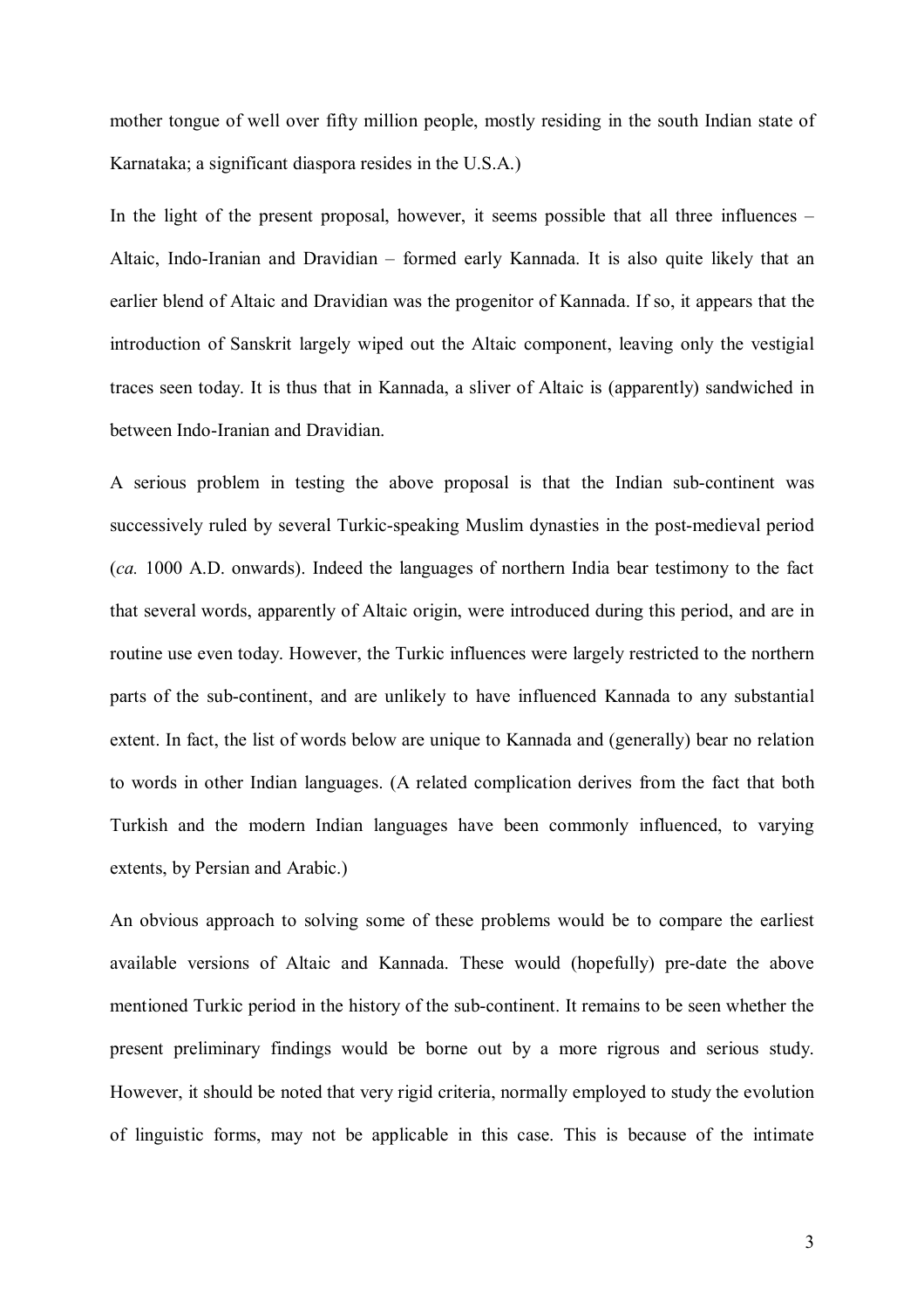mother tongue of well over fifty million people, mostly residing in the south Indian state of Karnataka; a significant diaspora resides in the U.S.A.)

In the light of the present proposal, however, it seems possible that all three influences – Altaic, Indo-Iranian and Dravidian – formed early Kannada. It is also quite likely that an earlier blend of Altaic and Dravidian was the progenitor of Kannada. If so, it appears that the introduction of Sanskrit largely wiped out the Altaic component, leaving only the vestigial traces seen today. It is thus that in Kannada, a sliver of Altaic is (apparently) sandwiched in between Indo-Iranian and Dravidian.

A serious problem in testing the above proposal is that the Indian sub-continent was successively ruled by several Turkic-speaking Muslim dynasties in the post-medieval period (*ca.* 1000 A.D. onwards). Indeed the languages of northern India bear testimony to the fact that several words, apparently of Altaic origin, were introduced during this period, and are in routine use even today. However, the Turkic influences were largely restricted to the northern parts of the sub-continent, and are unlikely to have influenced Kannada to any substantial extent. In fact, the list of words below are unique to Kannada and (generally) bear no relation to words in other Indian languages. (A related complication derives from the fact that both Turkish and the modern Indian languages have been commonly influenced, to varying extents, by Persian and Arabic.)

An obvious approach to solving some of these problems would be to compare the earliest available versions of Altaic and Kannada. These would (hopefully) pre-date the above mentioned Turkic period in the history of the sub-continent. It remains to be seen whether the present preliminary findings would be borne out by a more rigrous and serious study. However, it should be noted that very rigid criteria, normally employed to study the evolution of linguistic forms, may not be applicable in this case. This is because of the intimate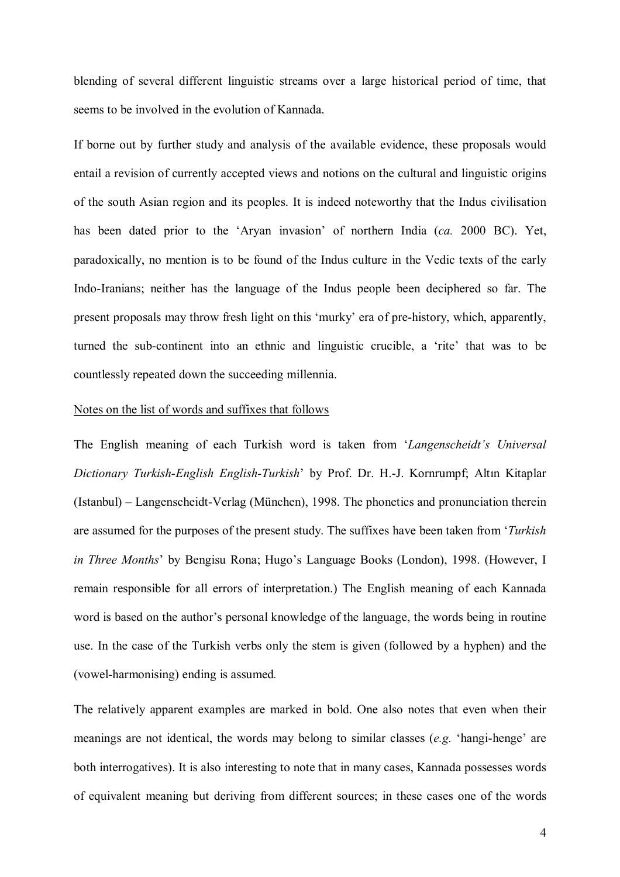blending of several different linguistic streams over a large historical period of time, that seems to be involved in the evolution of Kannada.

If borne out by further study and analysis of the available evidence, these proposals would entail a revision of currently accepted views and notions on the cultural and linguistic origins of the south Asian region and its peoples. It is indeed noteworthy that the Indus civilisation has been dated prior to the 'Aryan invasion' of northern India (*ca.* 2000 BC). Yet, paradoxically, no mention is to be found of the Indus culture in the Vedic texts of the early Indo-Iranians; neither has the language of the Indus people been deciphered so far. The present proposals may throw fresh light on this 'murky' era of pre-history, which, apparently, turned the sub-continent into an ethnic and linguistic crucible, a 'rite' that was to be countlessly repeated down the succeeding millennia.

<u>Notes on the list of words and suffixes that follows</u>

The English meaning of each Turkish word is taken from '*Langenscheidt's Universal Dictionary Turkish-English English-Turkish*' by Prof. Dr. H.-J. Kornrumpf; Altın Kitaplar (Istanbul) – Langenscheidt-Verlag (München), 1998. The phonetics and pronunciation therein are assumed for the purposes of the present study. The suffixes have been taken from '*Turkish in Three Months*' by Bengisu Rona; Hugo's Language Books (London), 1998. (However, I remain responsible for all errors of interpretation.) The English meaning of each Kannada word is based on the author's personal knowledge of the language, the words being in routine use. In the case of the Turkish verbs only the stem is given (followed by a hyphen) and the (vowel-harmonising) ending is assumed.

The relatively apparent examples are marked in bold. One also notes that even when their meanings are not identical, the words may belong to similar classes (*e.g.* 'hangi-henge' are both interrogatives). It is also interesting to note that in many cases, Kannada possesses words of equivalent meaning but deriving from different sources; in these cases one of the words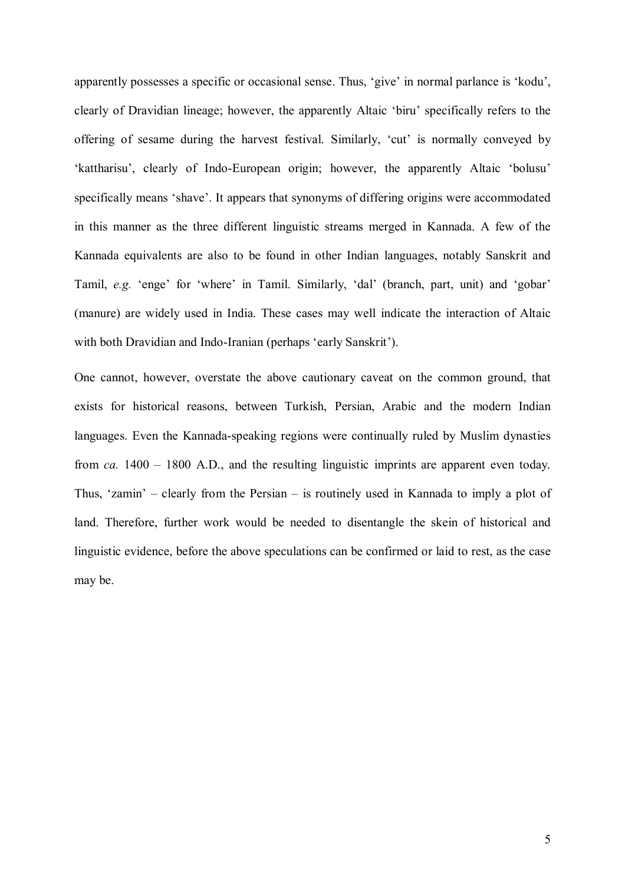apparently possesses a specific or occasional sense. Thus, 'give' in normal parlance is 'kodu', clearly of Dravidian lineage; however, the apparently Altaic 'biru' specifically refers to the offering of sesame during the harvest festival. Similarly, 'cut' is normally conveyed by 'kattharisu', clearly of Indo-European origin; however, the apparently Altaic 'bolusu' specifically means 'shave'. It appears that synonyms of differing origins were accommodated in this manner as the three different linguistic streams merged in Kannada. A few of the Kannada equivalents are also to be found in other Indian languages, notably Sanskrit and Tamil, *e.g.* 'enge' for 'where' in Tamil. Similarly, 'dal' (branch, part, unit) and 'gobar' (manure) are widely used in India. These cases may well indicate the interaction of Altaic with both Dravidian and Indo-Iranian (perhaps 'early Sanskrit').

One cannot, however, overstate the above cautionary caveat on the common ground, that exists for historical reasons, between Turkish, Persian, Arabic and the modern Indian languages. Even the Kannada-speaking regions were continually ruled by Muslim dynasties from *ca.* 1400 – 1800 A.D., and the resulting linguistic imprints are apparent even today. Thus, 'zamin' – clearly from the Persian – is routinely used in Kannada to imply a plot of land. Therefore, further work would be needed to disentangle the skein of historical and linguistic evidence, before the above speculations can be confirmed or laid to rest, as the case may be.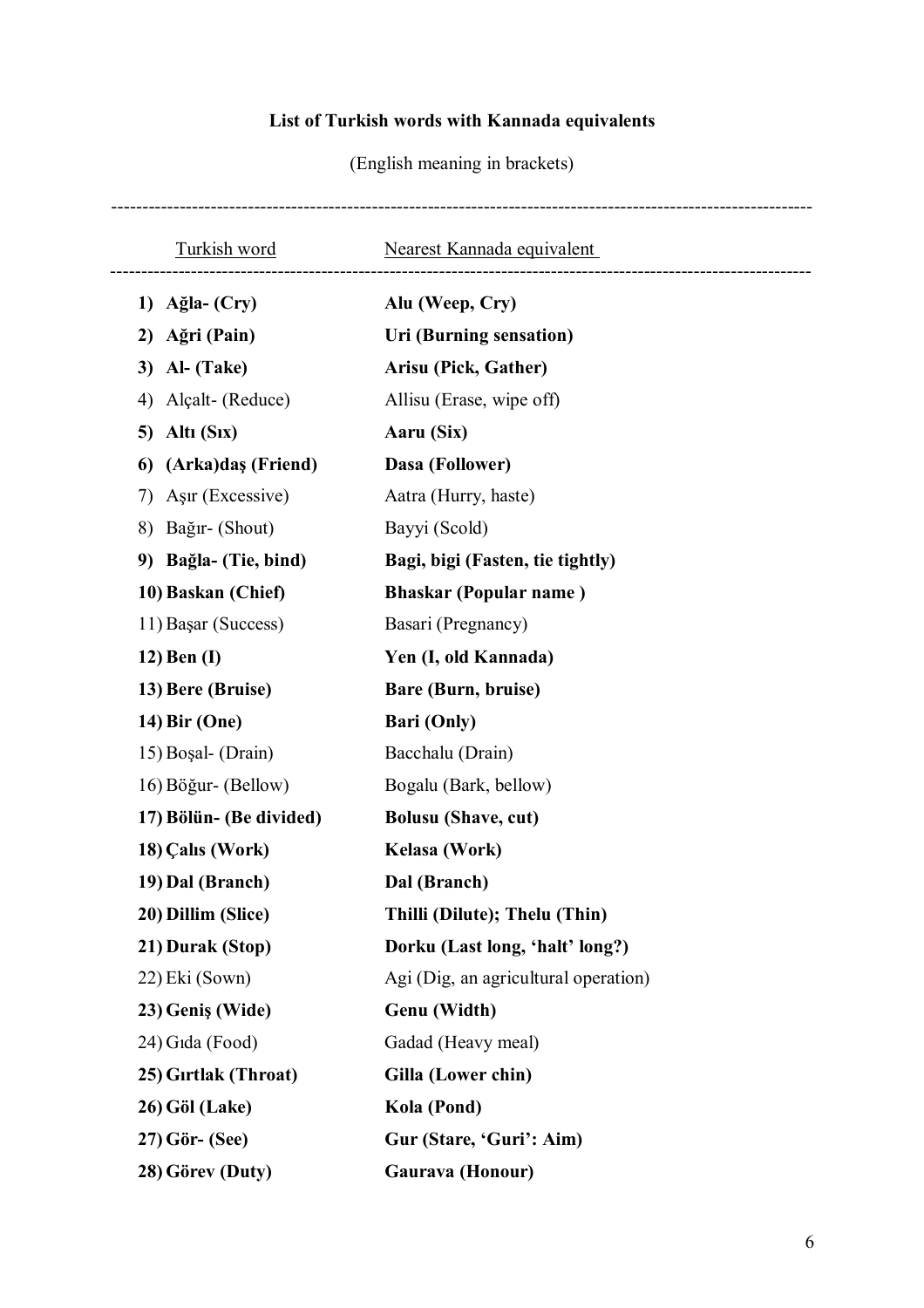**List of Turkish words with Kannada equivalents**

(English meaning in brackets)

| Turkish word | Nearest Kannada equivalent |
|---|---|
| **1) Ağla- (Cry)** | **Alu (Weep, Cry)** |
| **2) Ağri (Pain)** | **Uri (Burning sensation)** |
| **3) Al- (Take)** | **Arisu (Pick, Gather)** |
| 4) Alçalt- (Reduce) | Allisu (Erase, wipe off) |
| **5) Altı (Six)** | **Aaru (Six)** |
| **6) (Arka)daş (Friend)** | **Dasa (Follower)** |
| 7) Aşır (Excessive) | Aatra (Hurry, haste) |
| 8) Bağır- (Shout) | Bayyi (Scold) |
| **9) Bağla- (Tie, bind)** | **Bagi, bigi (Fasten, tie tightly)** |
| **10) Baskan (Chief)** | **Bhaskar (Popular name )** |
| 11) Başar (Success) | Basari (Pregnancy) |
| **12) Ben (I)** | **Yen (I, old Kannada)** |
| **13) Bere (Bruise)** | **Bare (Burn, bruise)** |
| **14) Bir (One)** | **Bari (Only)** |
| 15) Boşal- (Drain) | Bacchalu (Drain) |
| 16) Böğur- (Bellow) | Bogalu (Bark, bellow) |
| **17) Bölün- (Be divided)** | **Bolusu (Shave, cut)** |
| **18) Çalıs (Work)** | **Kelasa (Work)** |
| **19) Dal (Branch)** | **Dal (Branch)** |
| **20) Dillim (Slice)** | **Thilli (Dilute); Thelu (Thin)** |
| **21) Durak (Stop)** | **Dorku (Last long, 'halt' long?)** |
| 22) Eki (Sown) | Agi (Dig, an agricultural operation) |
| **23) Geniş (Wide)** | **Genu (Width)** |
| 24) Gıda (Food) | Gadad (Heavy meal) |
| **25) Gırtlak (Throat)** | **Gilla (Lower chin)** |
| **26) Göl (Lake)** | **Kola (Pond)** |
| **27) Gör- (See)** | **Gur (Stare, 'Guri': Aim)** |
| **28) Görev (Duty)** | **Gaurava (Honour)** |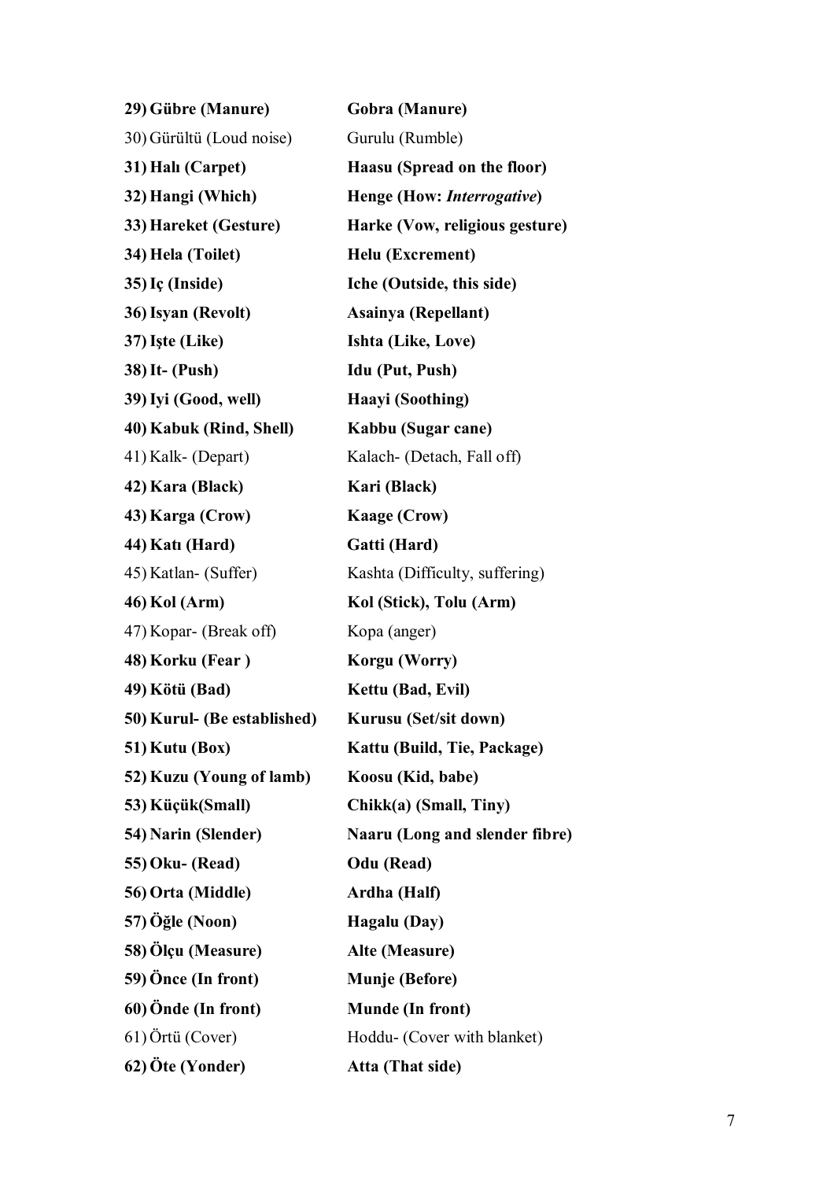| | |
|---|---|
| **29) Gübre (Manure)** | **Gobra (Manure)** |
| 30) Gürültü (Loud noise) | Gurulu (Rumble) |
| **31) Halı (Carpet)** | **Haasu (Spread on the floor)** |
| **32) Hangi (Which)** | **Henge (How: *Interrogative*)** |
| **33) Hareket (Gesture)** | **Harke (Vow, religious gesture)** |
| **34) Hela (Toilet)** | **Helu (Excrement)** |
| **35) Iç (Inside)** | **Iche (Outside, this side)** |
| **36) Isyan (Revolt)** | **Asainya (Repellant)** |
| **37) Işte (Like)** | **Ishta (Like, Love)** |
| **38) It- (Push)** | **Idu (Put, Push)** |
| **39) Iyi (Good, well)** | **Haayi (Soothing)** |
| **40) Kabuk (Rind, Shell)** | **Kabbu (Sugar cane)** |
| 41) Kalk- (Depart) | Kalach- (Detach, Fall off) |
| **42) Kara (Black)** | **Kari (Black)** |
| **43) Karga (Crow)** | **Kaage (Crow)** |
| **44) Katı (Hard)** | **Gatti (Hard)** |
| 45) Katlan- (Suffer) | Kashta (Difficulty, suffering) |
| **46) Kol (Arm)** | **Kol (Stick), Tolu (Arm)** |
| 47) Kopar- (Break off) | Kopa (anger) |
| **48) Korku (Fear )** | **Korgu (Worry)** |
| **49) Kötü (Bad)** | **Kettu (Bad, Evil)** |
| **50) Kurul- (Be established)** | **Kurusu (Set/sit down)** |
| **51) Kutu (Box)** | **Kattu (Build, Tie, Package)** |
| **52) Kuzu (Young of lamb)** | **Koosu (Kid, babe)** |
| **53) Küçük(Small)** | **Chikk(a) (Small, Tiny)** |
| **54) Narin (Slender)** | **Naaru (Long and slender fibre)** |
| **55) Oku- (Read)** | **Odu (Read)** |
| **56) Orta (Middle)** | **Ardha (Half)** |
| **57) Öğle (Noon)** | **Hagalu (Day)** |
| **58) Ölçu (Measure)** | **Alte (Measure)** |
| **59) Önce (In front)** | **Munje (Before)** |
| **60) Önde (In front)** | **Munde (In front)** |
| 61) Örtü (Cover) | Hoddu- (Cover with blanket) |
| **62) Öte (Yonder)** | **Atta (That side)** |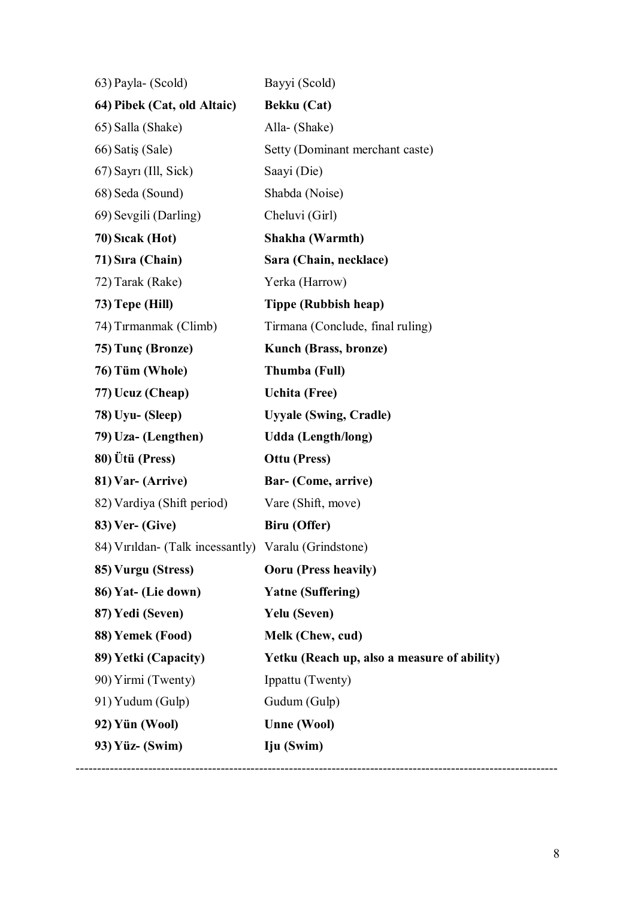| | |
|---|---|
| 63) Payla- (Scold) | Bayyi (Scold) |
| **64) Pibek (Cat, old Altaic)** | **Bekku (Cat)** |
| 65) Salla (Shake) | Alla- (Shake) |
| 66) Satiş (Sale) | Setty (Dominant merchant caste) |
| 67) Sayrı (Ill, Sick) | Saayi (Die) |
| 68) Seda (Sound) | Shabda (Noise) |
| 69) Sevgili (Darling) | Cheluvi (Girl) |
| **70) Sıcak (Hot)** | **Shakha (Warmth)** |
| **71) Sıra (Chain)** | **Sara (Chain, necklace)** |
| 72) Tarak (Rake) | Yerka (Harrow) |
| **73) Tepe (Hill)** | **Tippe (Rubbish heap)** |
| 74) Tırmanmak (Climb) | Tirmana (Conclude, final ruling) |
| **75) Tunç (Bronze)** | **Kunch (Brass, bronze)** |
| **76) Tüm (Whole)** | **Thumba (Full)** |
| **77) Ucuz (Cheap)** | **Uchita (Free)** |
| **78) Uyu- (Sleep)** | **Uyyale (Swing, Cradle)** |
| **79) Uza- (Lengthen)** | **Udda (Length/long)** |
| **80) Ütü (Press)** | **Ottu (Press)** |
| **81) Var- (Arrive)** | **Bar- (Come, arrive)** |
| 82) Vardiya (Shift period) | Vare (Shift, move) |
| **83) Ver- (Give)** | **Biru (Offer)** |
| 84) Vırıldan- (Talk incessantly) | Varalu (Grindstone) |
| **85) Vurgu (Stress)** | **Ooru (Press heavily)** |
| **86) Yat- (Lie down)** | **Yatne (Suffering)** |
| **87) Yedi (Seven)** | **Yelu (Seven)** |
| **88) Yemek (Food)** | **Melk (Chew, cud)** |
| **89) Yetki (Capacity)** | **Yetku (Reach up, also a measure of ability)** |
| 90) Yirmi (Twenty) | Ippattu (Twenty) |
| 91) Yudum (Gulp) | Gudum (Gulp) |
| **92) Yün (Wool)** | **Unne (Wool)** |
| **93) Yüz- (Swim)** | **Iju (Swim)** |

---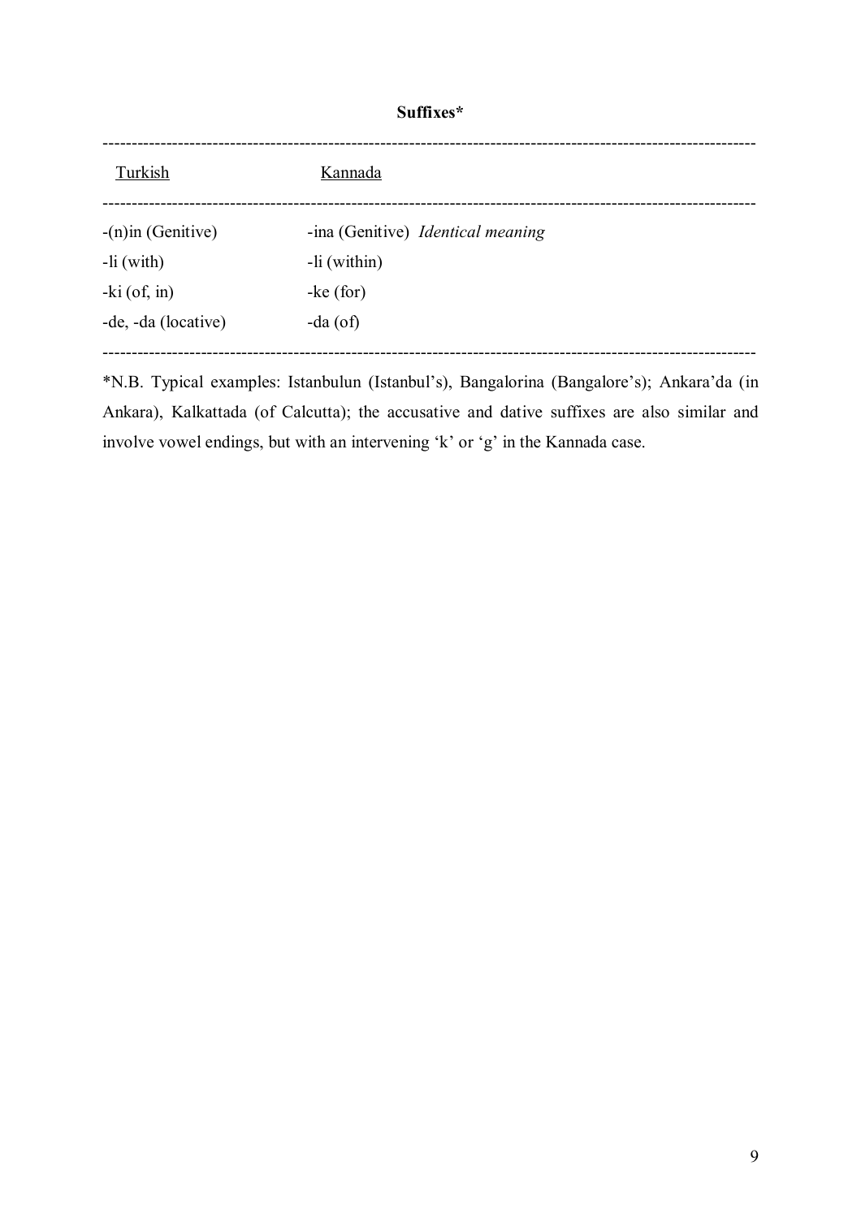**Suffixes***

| Turkish | Kannada |
| --- | --- |
| -(n)in (Genitive) | -ina (Genitive) *Identical meaning* |
| -li (with) | -li (within) |
| -ki (of, in) | -ke (for) |
| -de, -da (locative) | -da (of) |

*N.B. Typical examples: Istanbulun (Istanbul's), Bangalorina (Bangalore's); Ankara'da (in Ankara), Kalkattada (of Calcutta); the accusative and dative suffixes are also similar and involve vowel endings, but with an intervening 'k' or 'g' in the Kannada case.